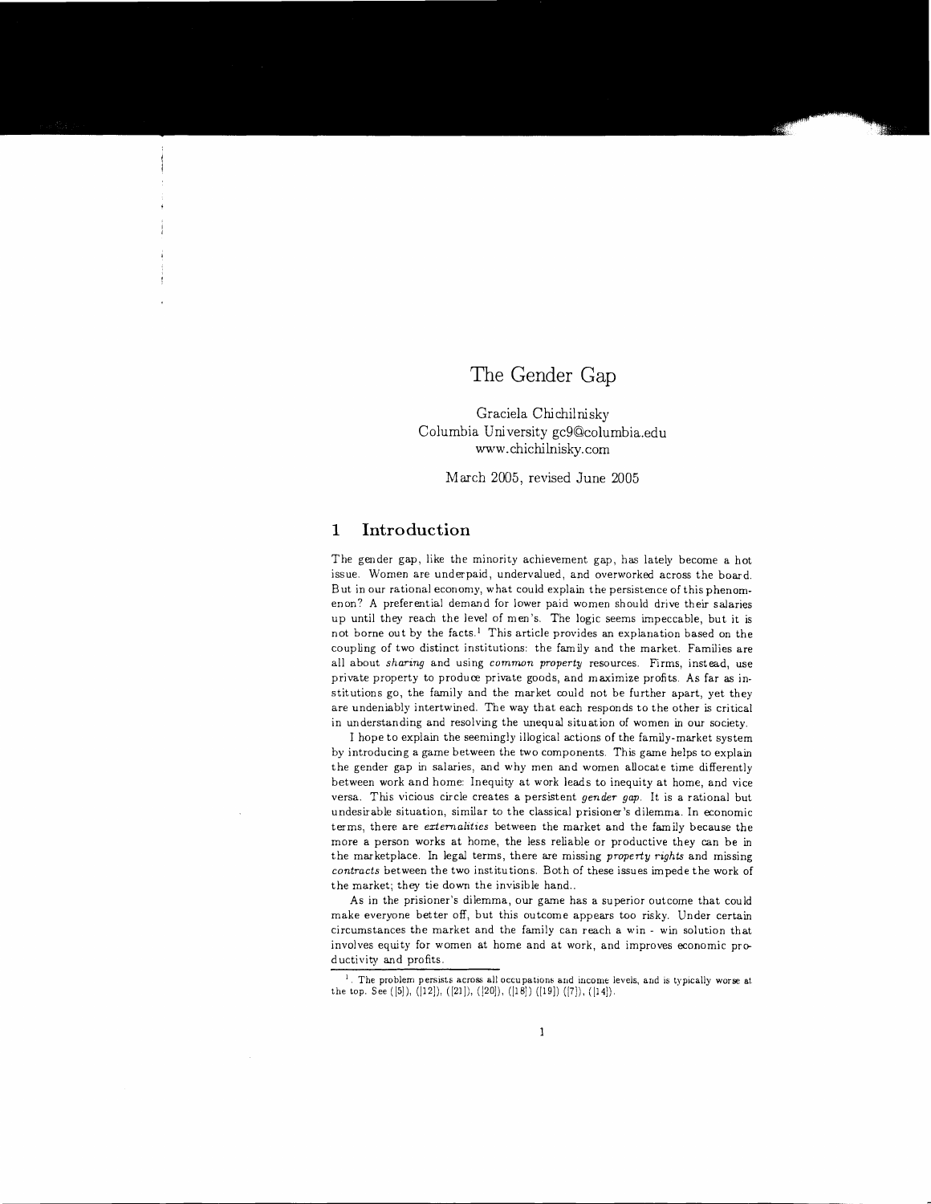# The Gender Gap

Graciela Chichilnisky
Columbia University gc9@columbia.edu
www.chichilnisky.com

March 2005, revised June 2005

## 1 Introduction

The gender gap, like the minority achievement gap, has lately become a hot issue. Women are underpaid, undervalued, and overworked across the board. But in our rational economy, what could explain the persistence of this phenomenon? A preferential demand for lower paid women should drive their salaries up until they reach the level of men's. The logic seems impeccable, but it is not borne out by the facts.[1] This article provides an explanation based on the coupling of two distinct institutions: the family and the market. Families are all about *sharing* and using *common property* resources. Firms, instead, use private property to produce private goods, and maximize profits. As far as institutions go, the family and the market could not be further apart, yet they are undeniably intertwined. The way that each responds to the other is critical in understanding and resolving the unequal situation of women in our society.

I hope to explain the seemingly illogical actions of the family-market system by introducing a game between the two components. This game helps to explain the gender gap in salaries, and why men and women allocate time differently between work and home: Inequity at work leads to inequity at home, and vice versa. This vicious circle creates a persistent *gender gap*. It is a rational but undesirable situation, similar to the classical prisioner's dilemma. In economic terms, there are *externalities* between the market and the family because the more a person works at home, the less reliable or productive they can be in the marketplace. In legal terms, there are missing *property rights* and missing *contracts* between the two institutions. Both of these issues impede the work of the market; they tie down the invisible hand..

As in the prisioner's dilemma, our game has a superior outcome that could make everyone better off, but this outcome appears too risky. Under certain circumstances the market and the family can reach a win - win solution that involves equity for women at home and at work, and improves economic productivity and profits.

[1] The problem persists across all occupations and income levels, and is typically worse at the top. See ([5]), ([12]), ([21]), ([20]), ([18]) ([19]) ([7]), ([14]).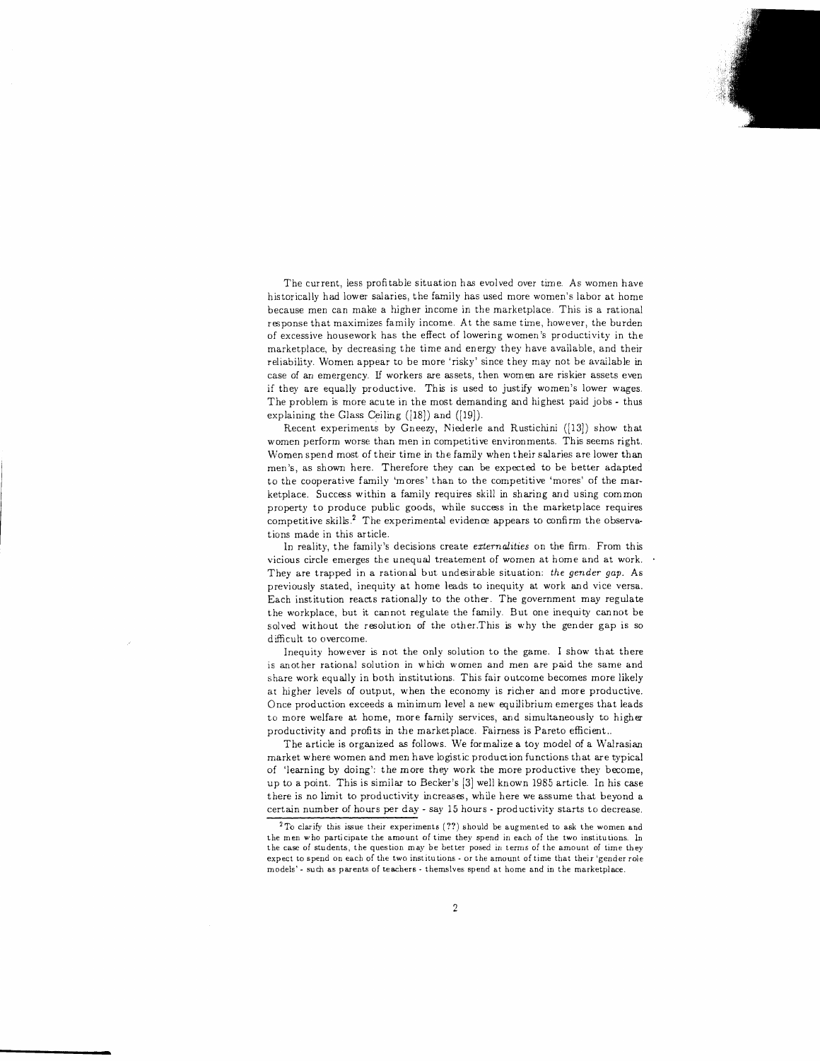The current, less profitable situation has evolved over time. As women have historically had lower salaries, the family has used more women's labor at home because men can make a higher income in the marketplace. This is a rational response that maximizes family income. At the same time, however, the burden of excessive housework has the effect of lowering women's productivity in the marketplace, by decreasing the time and energy they have available, and their reliability. Women appear to be more 'risky' since they may not be available in case of an emergency. If workers are assets, then women are riskier assets even if they are equally productive. This is used to justify women's lower wages. The problem is more acute in the most demanding and highest paid jobs - thus explaining the Glass Ceiling ([18]) and ([19]).

Recent experiments by Gneezy, Niederle and Rustichini ([13]) show that women perform worse than men in competitive environments. This seems right. Women spend most of their time in the family when their salaries are lower than men's, as shown here. Therefore they can be expected to be better adapted to the cooperative family 'mores' than to the competitive 'mores' of the marketplace. Success within a family requires skill in sharing and using common property to produce public goods, while success in the marketplace requires competitive skills.[2] The experimental evidence appears to confirm the observations made in this article.

In reality, the family's decisions create *externalities* on the firm. From this vicious circle emerges the unequal treatement of women at home and at work. They are trapped in a rational but undesirable situation: *the gender gap*. As previously stated, inequity at home leads to inequity at work and vice versa. Each institution reacts rationally to the other. The government may regulate the workplace, but it cannot regulate the family. But one inequity cannot be solved without the resolution of the other.This is why the gender gap is so difficult to overcome.

Inequity however is not the only solution to the game. I show that there is another rational solution in which women and men are paid the same and share work equally in both institutions. This fair outcome becomes more likely at higher levels of output, when the economy is richer and more productive. Once production exceeds a minimum level a new equilibrium emerges that leads to more welfare at home, more family services, and simultaneously to higher productivity and profits in the marketplace. Fairness is Pareto efficient..

The article is organized as follows. We formalize a toy model of a Walrasian market where women and men have logistic production functions that are typical of 'learning by doing': the more they work the more productive they become, up to a point. This is similar to Becker's [3] well known 1985 article. In his case there is no limit to productivity increases, while here we assume that beyond a certain number of hours per day - say 15 hours - productivity starts to decrease.

[2] To clarify this issue their experiments (??) should be augmented to ask the women and the men who participate the amount of time they spend in each of the two institutions. In the case of students, the question may be better posed in terms of the amount of time they expect to spend on each of the two institutions - or the amount of time that their 'gender role models' - such as parents of teachers - themslves spend at home and in the marketplace.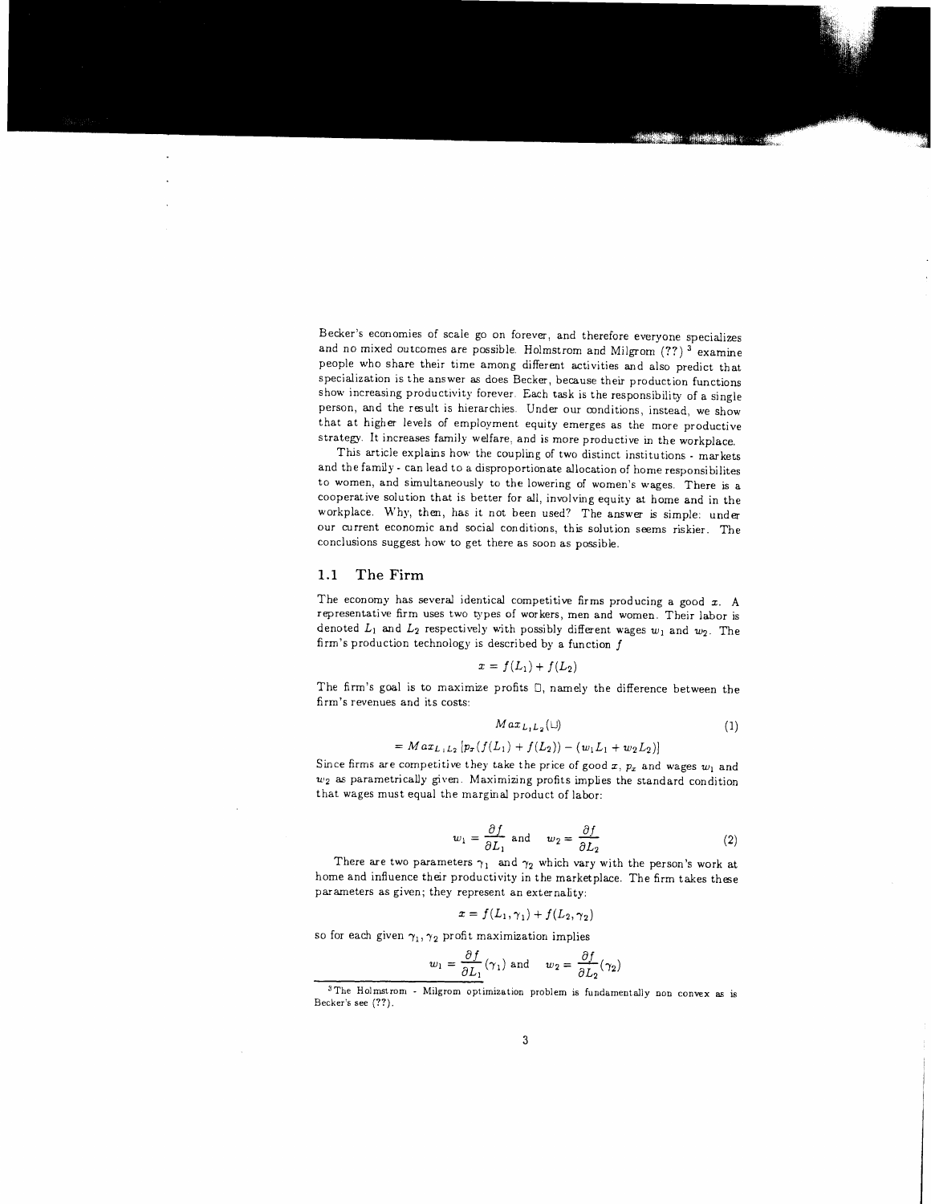Becker's economies of scale go on forever, and therefore everyone specializes and no mixed outcomes are possible. Holmstrom and Milgrom (??) [3] examine people who share their time among different activities and also predict that specialization is the answer as does Becker, because their production functions show increasing productivity forever. Each task is the responsibility of a single person, and the result is hierarchies. Under our conditions, instead, we show that at higher levels of employment equity emerges as the more productive strategy. It increases family welfare, and is more productive in the workplace.

This article explains how the coupling of two distinct institutions - markets and the family - can lead to a disproportionate allocation of home responsibilites to women, and simultaneously to the lowering of women's wages. There is a cooperative solution that is better for all, involving equity at home and in the workplace. Why, then, has it not been used? The answer is simple: under our current economic and social conditions, this solution seems riskier. The conclusions suggest how to get there as soon as possible.

### 1.1 The Firm

The economy has several identical competitive firms producing a good $x$. A representative firm uses two types of workers, men and women. Their labor is denoted $L_1$ and $L_2$ respectively with possibly different wages $w_1$ and $w_2$. The firm's production technology is described by a function $f$

$$x = f(L_1) + f(L_2)$$

The firm's goal is to maximize profits $\Pi$, namely the difference between the firm's revenues and its costs:

$$Max_{L_1 L_2}(\Pi) \tag{1}$$

$$= Max_{L_1 L_2}\left[p_x(f(L_1) + f(L_2)) - (w_1 L_1 + w_2 L_2)\right]$$

Since firms are competitive they take the price of good $x$, $p_x$ and wages $w_1$ and $w_2$ as parametrically given. Maximizing profits implies the standard condition that wages must equal the marginal product of labor:

$$w_1 = \frac{\partial f}{\partial L_1} \text{ and } \quad w_2 = \frac{\partial f}{\partial L_2} \tag{2}$$

There are two parameters $\gamma_1$ and $\gamma_2$ which vary with the person's work at home and influence their productivity in the marketplace. The firm takes these parameters as given; they represent an externality:

$$x = f(L_1, \gamma_1) + f(L_2, \gamma_2)$$

so for each given $\gamma_1, \gamma_2$ profit maximization implies

$$w_1 = \frac{\partial f}{\partial L_1}(\gamma_1) \text{ and } \quad w_2 = \frac{\partial f}{\partial L_2}(\gamma_2)$$

[3] The Holmstrom - Milgrom optimization problem is fundamentally non convex as is Becker's see (??).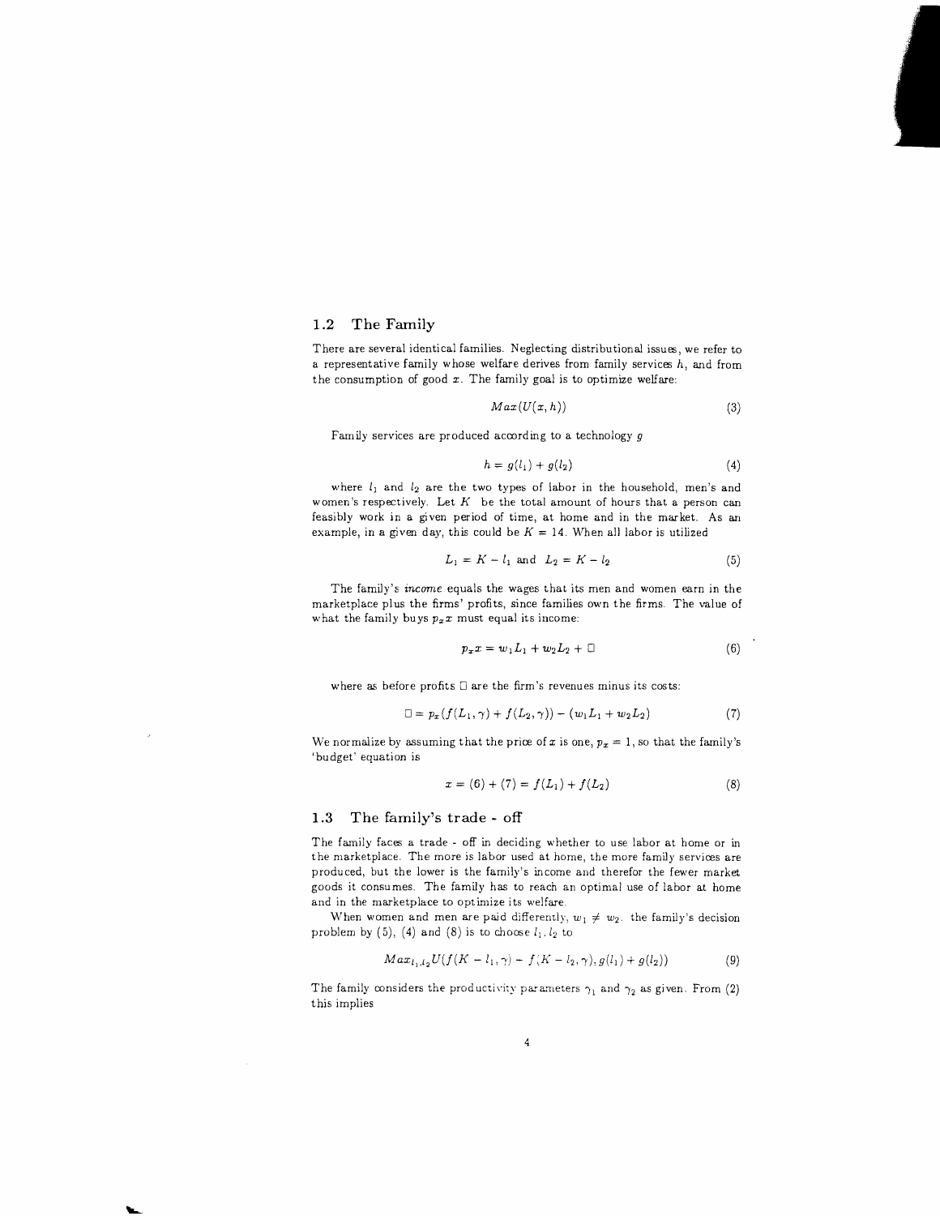### 1.2 The Family

There are several identical families. Neglecting distributional issues, we refer to a representative family whose welfare derives from family services $h$, and from the consumption of good $x$. The family goal is to optimize welfare:

$$Max(U(x, h)) \tag{3}$$

Family services are produced according to a technology $g$

$$h = g(l_1) + g(l_2) \tag{4}$$

where $l_1$ and $l_2$ are the two types of labor in the household, men's and women's respectively. Let $K$ be the total amount of hours that a person can feasibly work in a given period of time, at home and in the market. As an example, in a given day, this could be $K = 14$. When all labor is utilized

$$L_1 = K - l_1 \text{ and } L_2 = K - l_2 \tag{5}$$

The family's *income* equals the wages that its men and women earn in the marketplace plus the firms' profits, since families own the firms. The value of what the family buys $p_x x$ must equal its income:

$$p_x x = w_1 L_1 + w_2 L_2 + \Box \tag{6}$$

where as before profits $\Box$ are the firm's revenues minus its costs:

$$\Box = p_x(f(L_1, \gamma) + f(L_2, \gamma)) - (w_1 L_1 + w_2 L_2) \tag{7}$$

We normalize by assuming that the price of $x$ is one, $p_x = 1$, so that the family's 'budget' equation is

$$x = (6) + (7) = f(L_1) + f(L_2) \tag{8}$$

### 1.3 The family's trade - off

The family faces a trade - off in deciding whether to use labor at home or in the marketplace. The more is labor used at home, the more family services are produced, but the lower is the family's income and therefor the fewer market goods it consumes. The family has to reach an optimal use of labor at home and in the marketplace to optimize its welfare.

When women and men are paid differently, $w_1 \neq w_2$, the family's decision problem by (5), (4) and (8) is to choose $l_1, l_2$ to

$$Max_{l_1, l_2} U(f(K - l_1, \gamma) + f(K - l_2, \gamma), g(l_1) + g(l_2)) \tag{9}$$

The family considers the productivity parameters $\gamma_1$ and $\gamma_2$ as given. From (2) this implies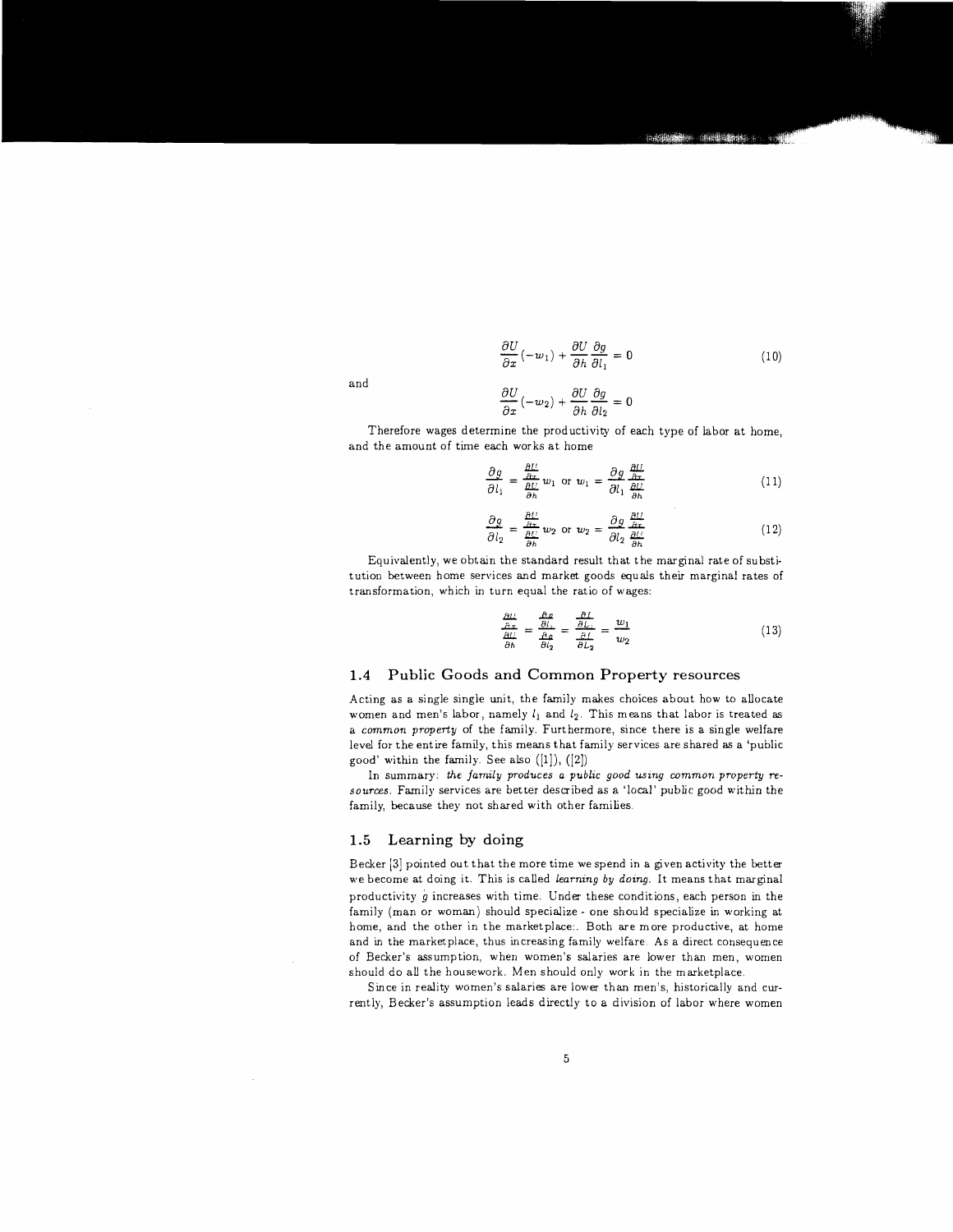$$\frac{\partial U}{\partial x}(-w_1) + \frac{\partial U}{\partial h}\frac{\partial g}{\partial l_1} = 0 \tag{10}$$

and

$$\frac{\partial U}{\partial x}(-w_2) + \frac{\partial U}{\partial h}\frac{\partial g}{\partial l_2} = 0$$

Therefore wages determine the productivity of each type of labor at home, and the amount of time each works at home

$$\frac{\partial g}{\partial l_1} = \frac{\frac{\partial U}{\partial x}}{\frac{\partial U}{\partial h}} w_1 \text{ or } w_1 = \frac{\partial g}{\partial l_1}\frac{\frac{\partial U}{\partial x}}{\frac{\partial U}{\partial h}} \tag{11}$$

$$\frac{\partial g}{\partial l_2} = \frac{\frac{\partial U}{\partial x}}{\frac{\partial U}{\partial h}} w_2 \text{ or } w_2 = \frac{\partial g}{\partial l_2}\frac{\frac{\partial U}{\partial x}}{\frac{\partial U}{\partial h}} \tag{12}$$

Equivalently, we obtain the standard result that the marginal rate of substitution between home services and market goods equals their marginal rates of transformation, which in turn equal the ratio of wages:

$$\frac{\frac{\partial U}{\partial x}}{\frac{\partial U}{\partial h}} = \frac{\frac{\partial g}{\partial l_1}}{\frac{\partial g}{\partial l_2}} = \frac{\frac{\partial f}{\partial L_1}}{\frac{\partial f}{\partial L_2}} = \frac{w_1}{w_2} \tag{13}$$

### 1.4 Public Goods and Common Property resources

Acting as a single single unit, the family makes choices about how to allocate women and men's labor, namely $l_1$ and $l_2$. This means that labor is treated as a *common property* of the family. Furthermore, since there is a single welfare level for the entire family, this means that family services are shared as a 'public good' within the family. See also ([1]), ([2])

In summary: *the family produces a public good using common property resources*. Family services are better described as a 'local' public good within the family, because they not shared with other families.

### 1.5 Learning by doing

Becker [3] pointed out that the more time we spend in a given activity the better we become at doing it. This is called *learning by doing*. It means that marginal productivity $g$ increases with time. Under these conditions, each person in the family (man or woman) should specialize - one should specialize in working at home, and the other in the marketplace:. Both are more productive, at home and in the marketplace, thus increasing family welfare. As a direct consequence of Becker's assumption, when women's salaries are lower than men, women should do all the housework. Men should only work in the marketplace.

Since in reality women's salaries are lower than men's, historically and currently, Becker's assumption leads directly to a division of labor where women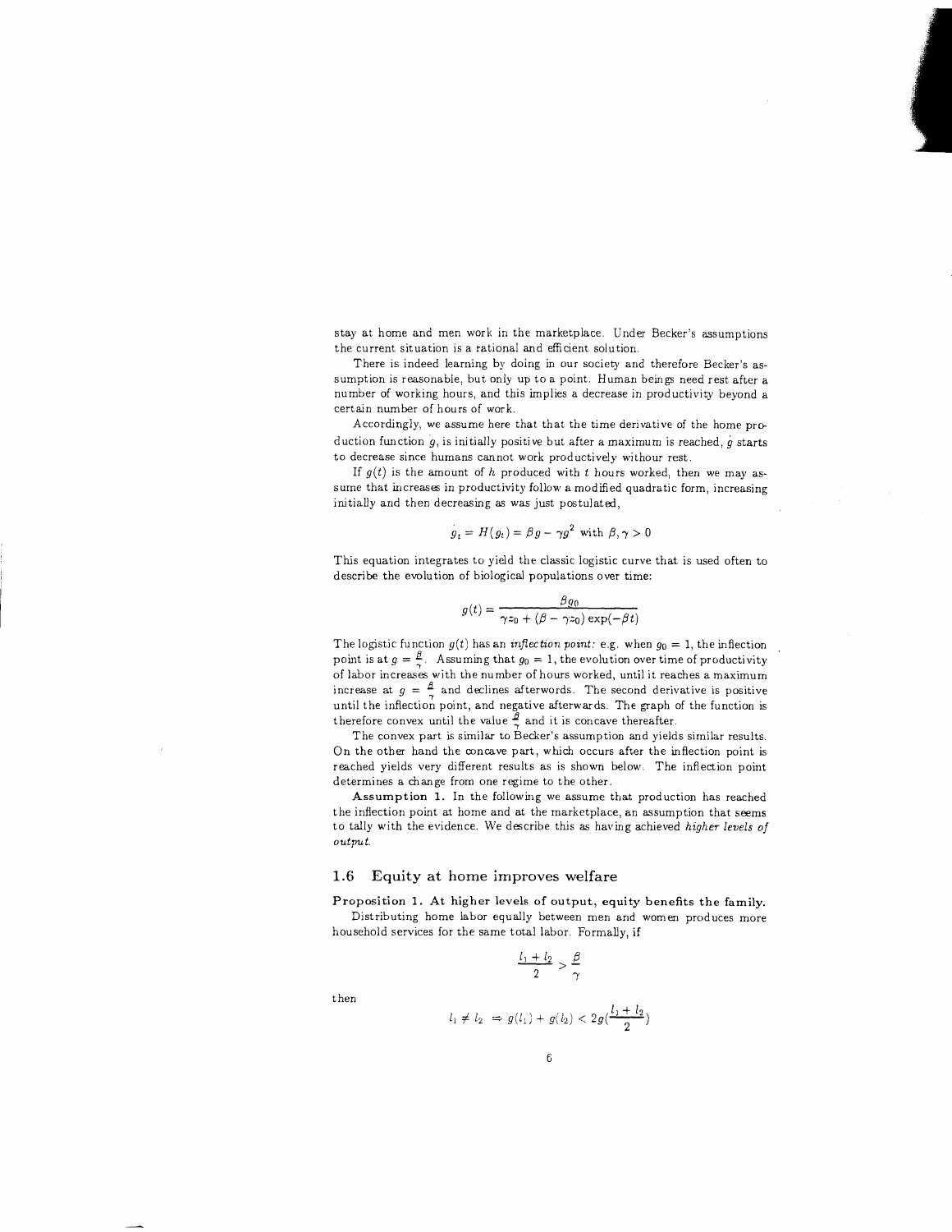stay at home and men work in the marketplace. Under Becker's assumptions the current situation is a rational and efficient solution.

There is indeed learning by doing in our society and therefore Becker's assumption is reasonable, but only up to a point. Human beings need rest after a number of working hours, and this implies a decrease in productivity beyond a certain number of hours of work.

Accordingly, we assume here that that the time derivative of the home production function $\dot{g}$, is initially positive but after a maximum is reached, $\dot{g}$ starts to decrease since humans cannot work productively withour rest.

If $g(t)$ is the amount of $h$ produced with $t$ hours worked, then we may assume that increases in productivity follow a modified quadratic form, increasing initially and then decreasing as was just postulated,

$$\dot{g}_t = H(g_t) = \beta g - \gamma g^2 \text{ with } \beta, \gamma > 0$$

This equation integrates to yield the classic logistic curve that is used often to describe the evolution of biological populations over time:

$$g(t) = \frac{\beta g_0}{\gamma z_0 + (\beta - \gamma z_0)\exp(-\beta t)}$$

The logistic function $g(t)$ has an *inflection point:* e.g. when $g_0 = 1$, the inflection point is at $g = \frac{\beta}{\gamma}$. Assuming that $g_0 = 1$, the evolution over time of productivity of labor increases with the number of hours worked, until it reaches a maximum increase at $g = \frac{\beta}{\gamma}$ and declines afterwords. The second derivative is positive until the inflection point, and negative afterwards. The graph of the function is therefore convex until the value $\frac{\beta}{\gamma}$ and it is concave thereafter.

The convex part is similar to Becker's assumption and yields similar results. On the other hand the concave part, which occurs after the inflection point is reached yields very different results as is shown below. The inflection point determines a change from one regime to the other.

**Assumption 1.** In the following we assume that production has reached the inflection point at home and at the marketplace, an assumption that seems to tally with the evidence. We describe this as having achieved *higher levels of output.*

## 1.6 Equity at home improves welfare

**Proposition 1. At higher levels of output, equity benefits the family.**

Distributing home labor equally between men and women produces more household services for the same total labor. Formally, if

$$\frac{l_1 + l_2}{2} > \frac{\beta}{\gamma}$$

then

$$l_1 \neq l_2 \Rightarrow g(l_1) + g(l_2) < 2g(\frac{l_1 + l_2}{2})$$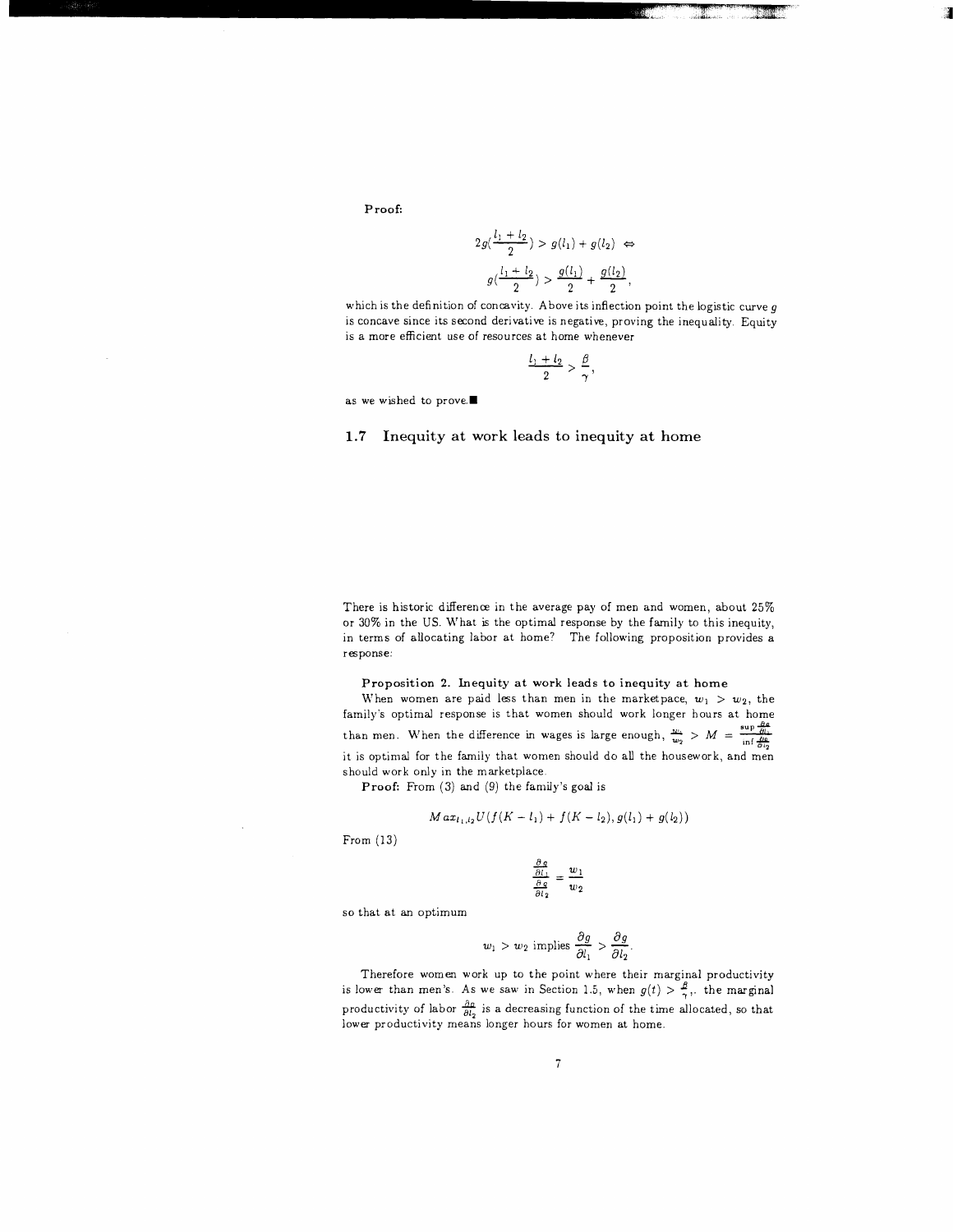**Proof:**

$$2g(\frac{l_1 + l_2}{2}) > g(l_1) + g(l_2) \Leftrightarrow$$

$$g(\frac{l_1 + l_2}{2}) > \frac{g(l_1)}{2} + \frac{g(l_2)}{2},$$

which is the definition of concavity. Above its inflection point the logistic curve $g$ is concave since its second derivative is negative, proving the inequality. Equity is a more efficient use of resources at home whenever

$$\frac{l_1 + l_2}{2} > \frac{\beta}{\gamma},$$

as we wished to prove.■

## 1.7 Inequity at work leads to inequity at home

There is historic difference in the average pay of men and women, about 25% or 30% in the US. What is the optimal response by the family to this inequity, in terms of allocating labor at home? The following proposition provides a response:

**Proposition 2. Inequity at work leads to inequity at home**

When women are paid less than men in the marketpace, $w_1 > w_2$, the family's optimal response is that women should work longer hours at home than men. When the difference in wages is large enough, $\frac{w_1}{w_2} > M = \frac{\sup \frac{\partial g}{\partial l_1}}{\inf \frac{\partial g}{\partial l_2}}$ it is optimal for the family that women should do all the housework, and men should work only in the marketplace.

**Proof:** From (3) and (9) the family's goal is

$$Max_{l_1, l_2} U(f(K - l_1) + f(K - l_2), g(l_1) + g(l_2))$$

From (13)

$$\frac{\frac{\partial g}{\partial l_1}}{\frac{\partial g}{\partial l_2}} = \frac{w_1}{w_2}$$

so that at an optimum

$$w_1 > w_2 \text{ implies } \frac{\partial g}{\partial l_1} > \frac{\partial g}{\partial l_2}.$$

Therefore women work up to the point where their marginal productivity is lower than men's. As we saw in Section 1.5, when $g(t) > \frac{\beta}{\gamma}$, the marginal productivity of labor $\frac{\partial g}{\partial l_2}$ is a decreasing function of the time allocated, so that lower productivity means longer hours for women at home.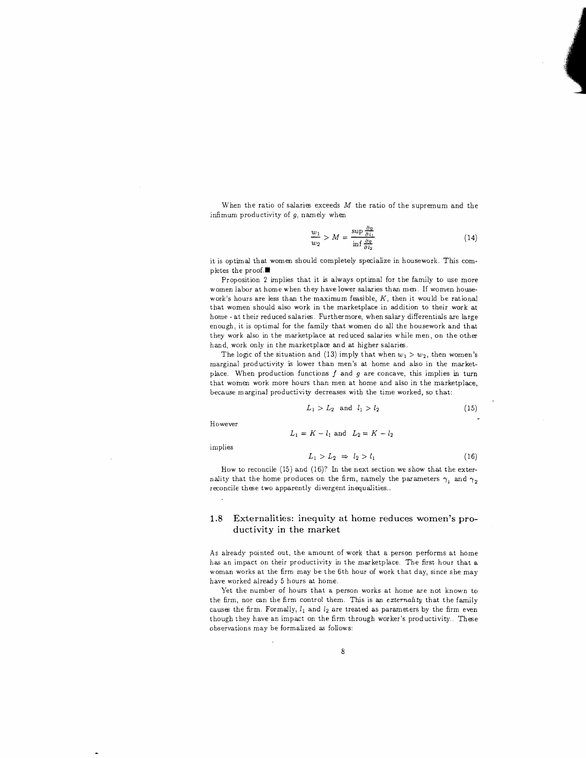When the ratio of salaries exceeds $M$ the ratio of the supremum and the infimum productivity of $g$, namely when

$$\frac{w_1}{w_2} > M = \frac{\sup \frac{\partial g}{\partial l_1}}{\inf \frac{\partial g}{\partial l_2}} \tag{14}$$

it is optimal that women should completely specialize in housework. This completes the proof.■

Proposition 2 implies that it is always optimal for the family to use more women labor at home when they have lower salaries than men. If women housework's hours are less than the maximum feasible, $K$, then it would be rational that women should also work in the marketplace in addition to their work at home - at their reduced salaries. Furthermore, when salary differentials are large enough, it is optimal for the family that women do all the housework and that they work also in the marketplace at reduced salaries while men, on the other hand, work only in the marketplace and at higher salaries.

The logic of the situation and (13) imply that when $w_1 > w_2$, then women's marginal productivity is lower than men's at home and also in the marketplace. When production functions $f$ and $g$ are concave, this implies in turn that women work more hours than men at home and also in the marketplace, because marginal productivity decreases with the time worked, so that:

$$L_1 > L_2 \text{ and } l_1 > l_2 \tag{15}$$

However

$$L_1 = K - l_1 \text{ and } L_2 = K - l_2$$

implies

$$L_1 > L_2 \Rightarrow l_2 > l_1 \tag{16}$$

How to reconcile (15) and (16)? In the next section we show that the externality that the home produces on the firm, namely the parameters $\gamma_1$ and $\gamma_2$ reconcile these two apparently divergent inequalities..

## 1.8 Externalities: inequity at home reduces women's productivity in the market

As already pointed out, the amount of work that a person performs at home has an impact on their productivity in the marketplace. The first hour that a woman works at the firm may be the 6th hour of work that day, since she may have worked already 5 hours at home.

Yet the number of hours that a person works at home are not known to the firm, nor can the firm control them. This is an *externality* that the family causes the firm. Formally, $l_1$ and $l_2$ are treated as parameters by the firm even though they have an impact on the firm through worker's productivity.. These observations may be formalized as follows: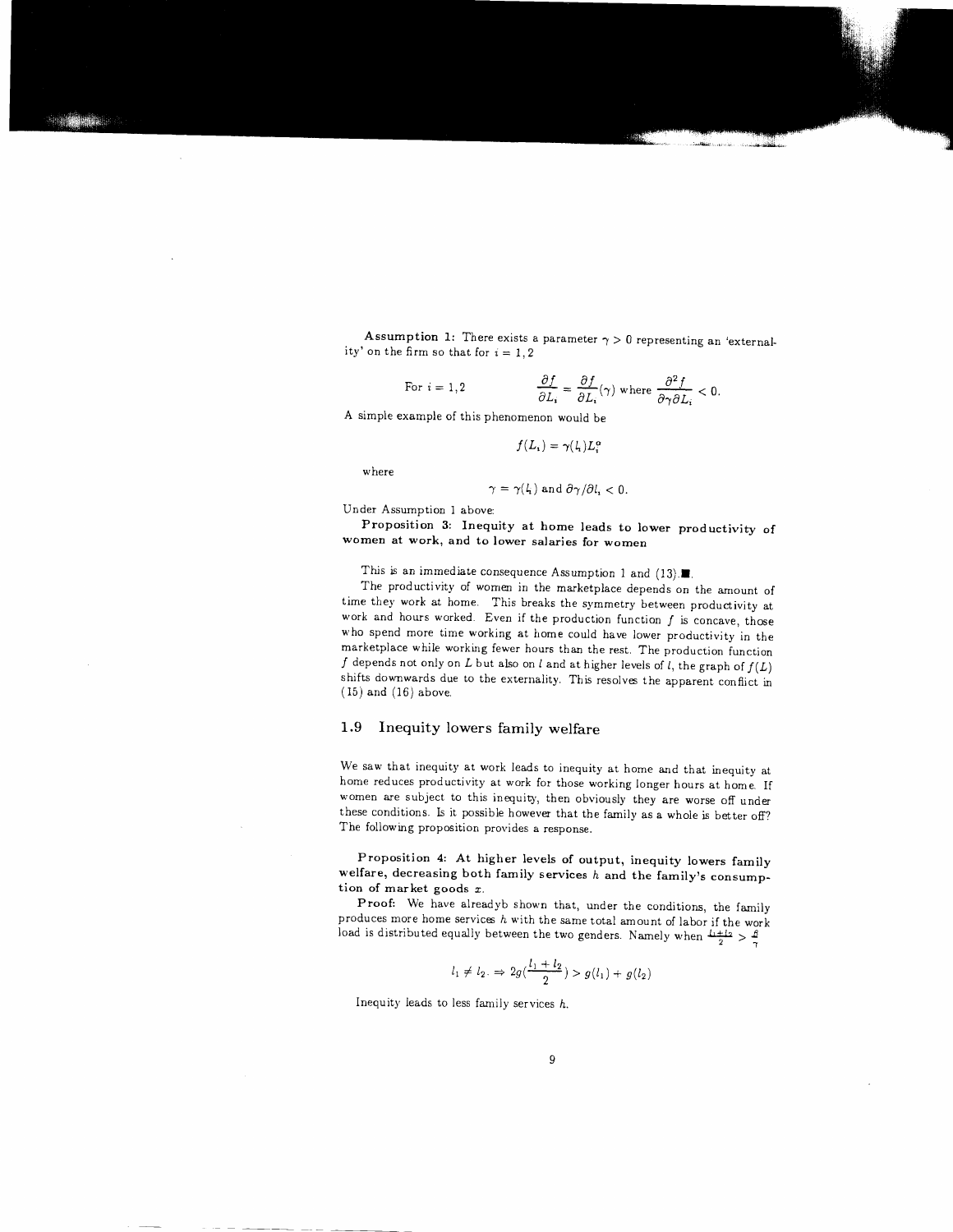**Assumption 1:** There exists a parameter $\gamma > 0$ representing an 'externality' on the firm so that for $i = 1, 2$

$$\text{For } i = 1,2 \qquad \frac{\partial f}{\partial L_i} = \frac{\partial f}{\partial L_i}(\gamma) \text{ where } \frac{\partial^2 f}{\partial \gamma \partial L_i} < 0.$$

A simple example of this phenomenon would be

$$f(L_i) = \gamma(l_i) L_i^{\alpha}$$

where

$$\gamma = \gamma(l_i) \text{ and } \partial\gamma / \partial l_i < 0.$$

Under Assumption 1 above:

**Proposition 3: Inequity at home leads to lower productivity of women at work, and to lower salaries for women**

This is an immediate consequence Assumption 1 and (13).■.

The productivity of women in the marketplace depends on the amount of time they work at home. This breaks the symmetry between productivity at work and hours worked. Even if the production function $f$ is concave, those who spend more time working at home could have lower productivity in the marketplace while working fewer hours than the rest. The production function $f$ depends not only on $L$ but also on $l$ and at higher levels of $l$, the graph of $f(L)$ shifts downwards due to the externality. This resolves the apparent conflict in (15) and (16) above.

## 1.9 Inequity lowers family welfare

We saw that inequity at work leads to inequity at home and that inequity at home reduces productivity at work for those working longer hours at home. If women are subject to this inequity, then obviously they are worse off under these conditions. Is it possible however that the family as a whole is better off? The following proposition provides a response.

**Proposition 4: At higher levels of output, inequity lowers family welfare, decreasing both family services $h$ and the family's consumption of market goods $x$.**

**Proof:** We have alreadyb shown that, under the conditions, the family produces more home services $h$ with the same total amount of labor if the work load is distributed equally between the two genders. Namely when $\frac{l_1+l_2}{2} > \frac{\beta}{\gamma}$

$$l_1 \neq l_2. \Rightarrow 2g(\frac{l_1 + l_2}{2}) > g(l_1) + g(l_2)$$

Inequity leads to less family services $h$.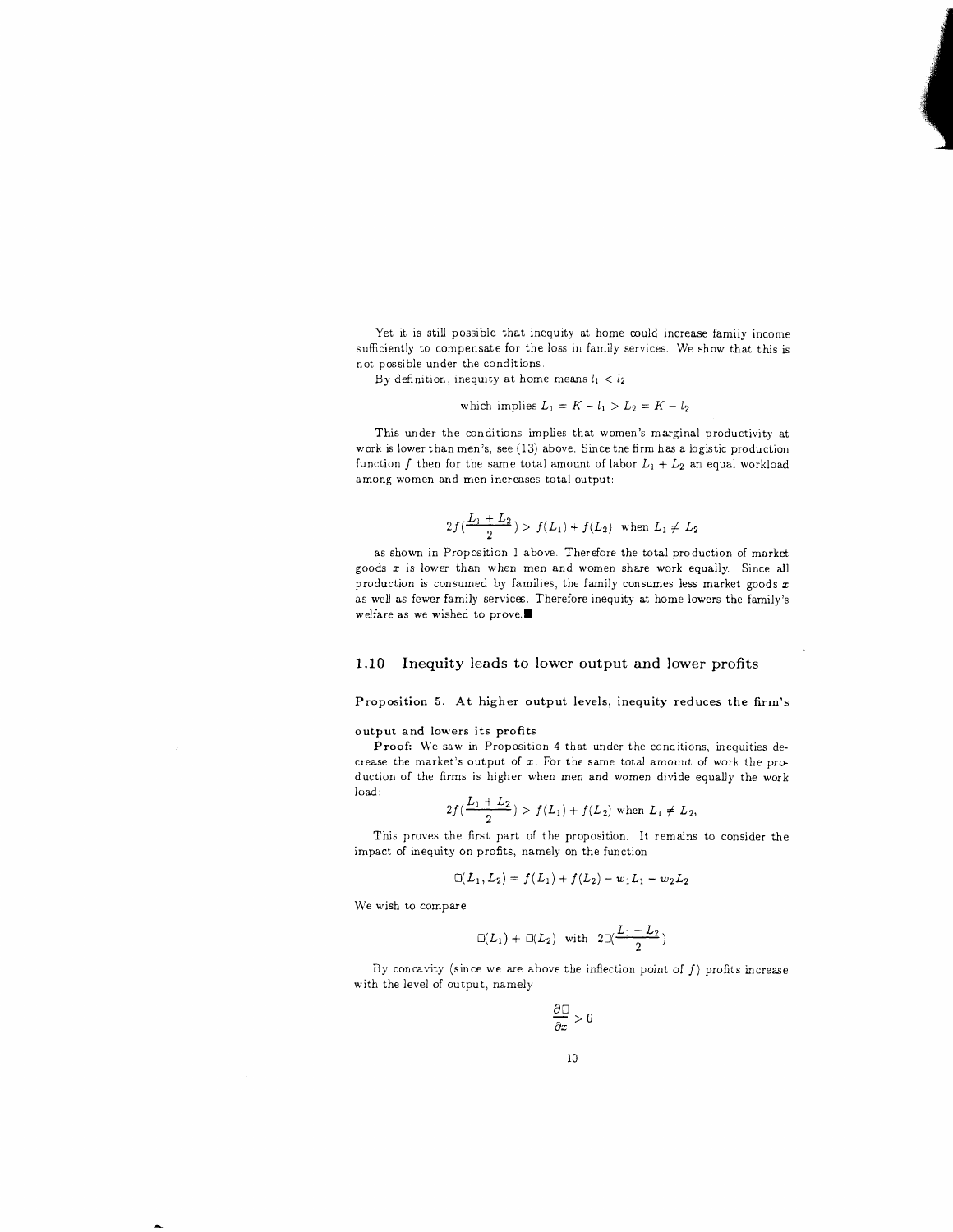Yet it is still possible that inequity at home could increase family income sufficiently to compensate for the loss in family services. We show that this is not possible under the conditions.

By definition, inequity at home means $l_1 < l_2$

$$\text{which implies } L_1 = K - l_1 > L_2 = K - l_2$$

This under the conditions implies that women's marginal productivity at work is lower than men's, see (13) above. Since the firm has a logistic production function $f$ then for the same total amount of labor $L_1 + L_2$ an equal workload among women and men increases total output:

$$2f(\frac{L_1 + L_2}{2}) > f(L_1) + f(L_2) \text{ when } L_1 \neq L_2$$

as shown in Proposition 1 above. Therefore the total production of market goods $x$ is lower than when men and women share work equally. Since all production is consumed by families, the family consumes less market goods $x$ as well as fewer family services. Therefore inequity at home lowers the family's welfare as we wished to prove.■

## 1.10 Inequity leads to lower output and lower profits

**Proposition 5. At higher output levels, inequity reduces the firm's output and lowers its profits**

**Proof:** We saw in Proposition 4 that under the conditions, inequities decrease the market's output of $x$. For the same total amount of work the production of the firms is higher when men and women divide equally the work load:

$$2f(\frac{L_1 + L_2}{2}) > f(L_1) + f(L_2) \text{ when } L_1 \neq L_2,$$

This proves the first part of the proposition. It remains to consider the impact of inequity on profits, namely on the function

$$\Box(L_1, L_2) = f(L_1) + f(L_2) - w_1 L_1 - w_2 L_2$$

We wish to compare

$$\Box(L_1) + \Box(L_2) \text{ with } 2\Box(\frac{L_1 + L_2}{2})$$

By concavity (since we are above the inflection point of $f$) profits increase with the level of output, namely

$$\frac{\partial \Box}{\partial x} > 0$$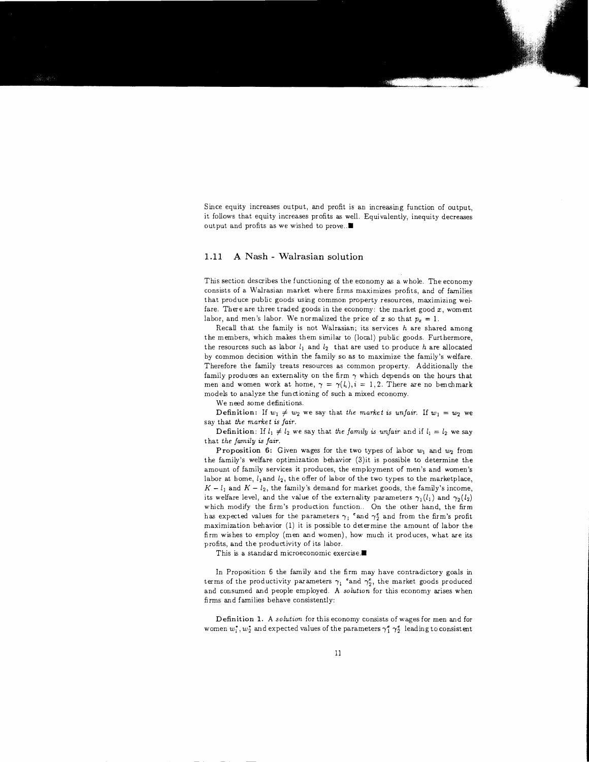Since equity increases output, and profit is an increasing function of output, it follows that equity increases profits as well. Equivalently, inequity decreases output and profits as we wished to prove.. ■

### 1.11 A Nash - Walrasian solution

This section describes the functioning of the economy as a whole. The economy consists of a Walrasian market where firms maximizes profits, and of families that produce public goods using common property resources, maximizing welfare. There are three traded goods in the economy: the market good $x$, woment labor, and men's labor. We normalized the price of $x$ so that $p_x = 1$.

Recall that the family is not Walrasian; its services $h$ are shared among the members, which makes them similar to (local) public goods. Furthermore, the resources such as labor $l_1$ and $l_2$ that are used to produce $h$ are allocated by common decision within the family so as to maximize the family's welfare. Therefore the family treats resources as common property. Additionally the family produces an externality on the firm $\gamma$ which depends on the hours that men and women work at home, $\gamma = \gamma(l_i), i = 1, 2$. There are no benchmark models to analyze the functioning of such a mixed economy.

We need some definitions.

**Definition:** If $w_1 \neq w_2$ we say that *the market is unfair.* If $w_1 = w_2$ we say that *the market is fair.*

**Definition:** If $l_1 \neq l_2$ we say that *the family is unfair* and if $l_1 = l_2$ we say that *the family is fair.*

**Proposition 6:** Given wages for the two types of labor $w_1$ and $w_2$ from the family's welfare optimization behavior (3)it is possible to determine the amount of family services it produces, the employment of men's and women's labor at home, $l_1$and $l_2$, the offer of labor of the two types to the marketplace, $K - l_1$ and $K - l_2$, the family's demand for market goods, the family's income, its welfare level, and the value of the externality parameters $\gamma_1(l_1)$ and $\gamma_2(l_2)$ which modify the firm's production function.. On the other hand, the firm has expected values for the parameters $\gamma_1$ $^e$and $\gamma_2^e$ and from the firm's profit maximization behavior (1) it is possible to determine the amount of labor the firm wishes to employ (men and women), how much it produces, what are its profits, and the productivity of its labor.

This is a standard microeconomic exercise. ■

In Proposition 6 the family and the firm may have contradictory goals in terms of the productivity parameters $\gamma_1$ $^e$and $\gamma_2^e$, the market goods produced and consumed and people employed. A *solution* for this economy arises when firms and families behave consistently:

**Definition 1.** A *solution* for this economy consists of wages for men and for women $w_1^*, w_2^*$ and expected values of the parameters $\gamma_1^e$ $\gamma_2^e$ leading to consistent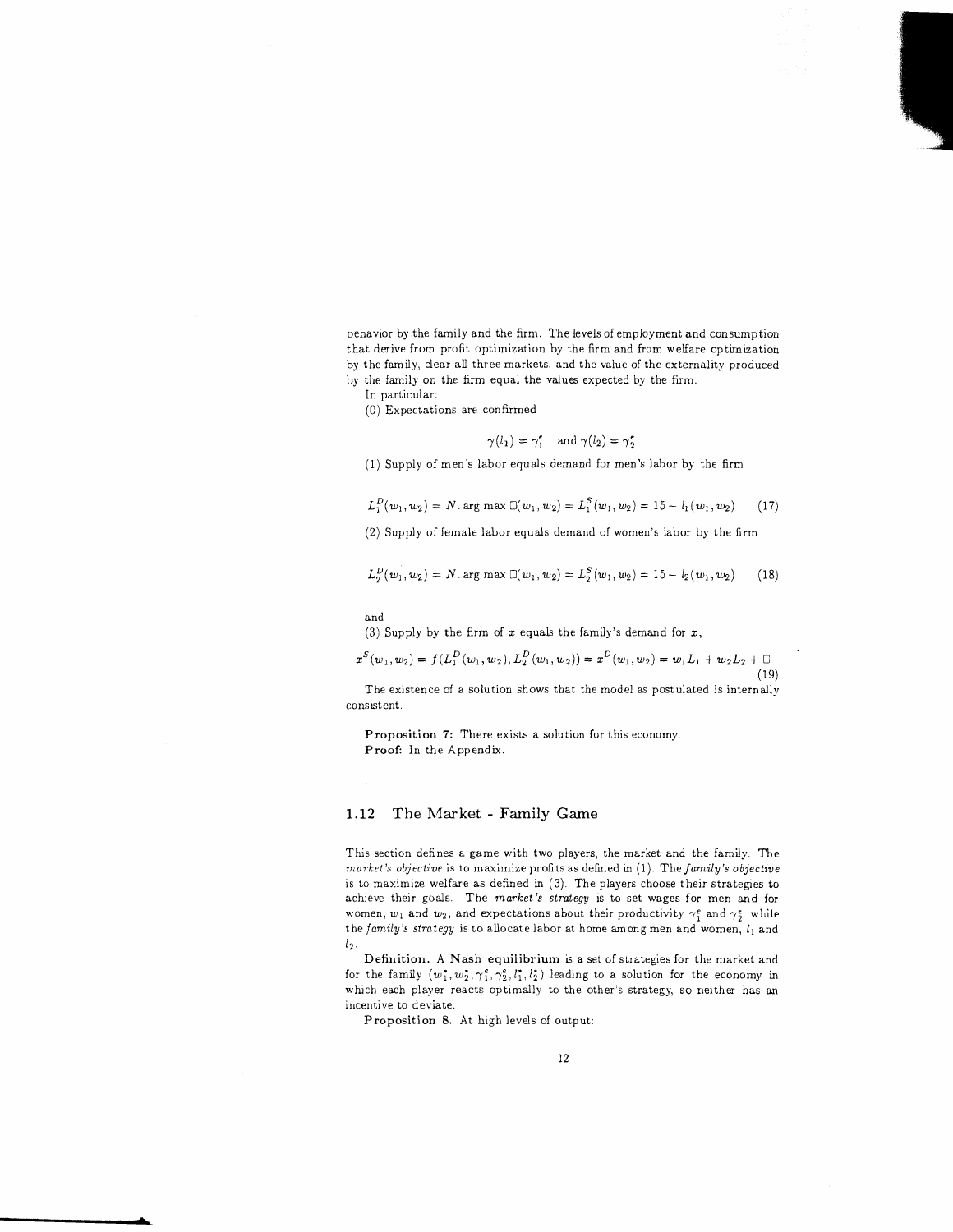behavior by the family and the firm. The levels of employment and consumption that derive from profit optimization by the firm and from welfare optimization by the family, clear all three markets, and the value of the externality produced by the family on the firm equal the values expected by the firm.

In particular:

(0) Expectations are confirmed

$$\gamma(l_1) = \gamma_1^e \quad \text{and} \; \gamma(l_2) = \gamma_2^e$$

(1) Supply of men's labor equals demand for men's labor by the firm

$$L_1^D(w_1, w_2) = N.\arg\max \Box(w_1, w_2) = L_1^S(w_1, w_2) = 15 - l_1(w_1, w_2) \qquad (17)$$

(2) Supply of female labor equals demand of women's labor by the firm

$$L_2^D(w_1, w_2) = N.\arg\max \Box(w_1, w_2) = L_2^S(w_1, w_2) = 15 - l_2(w_1, w_2) \qquad (18)$$

and

(3) Supply by the firm of $x$ equals the family's demand for $x$,

$$x^S(w_1, w_2) = f(L_1^D(w_1, w_2), L_2^D(w_1, w_2)) = x^D(w_1, w_2) = w_1 L_1 + w_2 L_2 + \Box \qquad (19)$$

The existence of a solution shows that the model as postulated is internally consistent.

**Proposition 7:** There exists a solution for this economy.
**Proof:** In the Appendix.

## 1.12 The Market - Family Game

This section defines a game with two players, the market and the family. The *market's objective* is to maximize profits as defined in (1). The *family's objective* is to maximize welfare as defined in (3). The players choose their strategies to achieve their goals. The *market's strategy* is to set wages for men and for women, $w_1$ and $w_2$, and expectations about their productivity $\gamma_1^e$ and $\gamma_2^e$ while the *family's strategy* is to allocate labor at home among men and women, $l_1$ and $l_2$.

**Definition.** A **Nash equilibrium** is a set of strategies for the market and for the family $(w_1^*, w_2^*, \gamma_1^e, \gamma_2^e, l_1^*, l_2^*)$ leading to a solution for the economy in which each player reacts optimally to the other's strategy, so neither has an incentive to deviate.

**Proposition 8.** At high levels of output: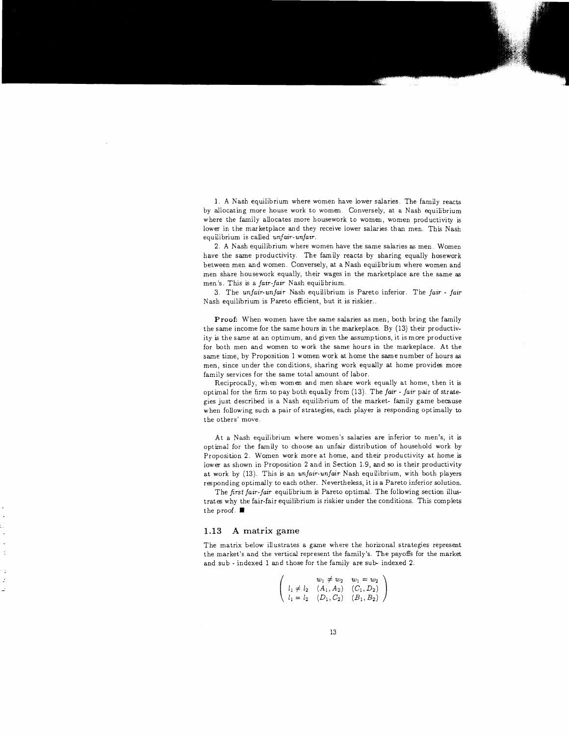1. A Nash equilibrium where women have lower salaries. The family reacts by allocating more house work to women. Conversely, at a Nash equilibrium where the family allocates more housework to women, women productivity is lower in the marketplace and they receive lower salaries than men. This Nash equilibrium is called *unfair-unfair*.

2. A Nash equilibrium where women have the same salaries as men. Women have the same productivity. The family reacts by sharing equally hosework between men and women. Conversely, at a Nash equilibrium where women and men share housework equally, their wages in the marketplace are the same as men's. This is a *fair-fair* Nash equilibrium.

3. The *unfair-unfair* Nash equilibrium is Pareto inferior. The *fair - fair* Nash equilibrium is Pareto efficient, but it is riskier..

**Proof:** When women have the same salaries as men, both bring the family the same income for the same hours in the markeplace. By (13) their productivity is the same at an optimum, and given the assumptions, it is more productive for both men and women to work the same hours in the markeplace. At the same time, by Proposition 1 women work at home the same number of hours as men, since under the conditions, sharing work equally at home provides more family services for the same total amount of labor.

Reciprocally, when women and men share work equally at home, then it is optimal for the firm to pay both equally from (13). The *fair - fair* pair of strategies just described is a Nash equilibrium of the market- family game because when following such a pair of strategies, each player is responding optimally to the others' move.

At a Nash equilibrium where women's salaries are inferior to men's, it is optimal for the family to choose an unfair distribution of household work by Proposition 2. Women work more at home, and their productivity at home is lower as shown in Proposition 2 and in Section 1.9, and so is their productivity at work by (13). This is an *unfair-unfair* Nash equilibrium, with both players responding optimally to each other. Nevertheless, it is a Pareto inferior solution.

The *first fair-fair* equilibrium is Pareto optimal. The following section illustrates why the fair-fair equilibrium is riskier under the conditions. This complets the proof. ■

## 1.13 A matrix game

The matrix below illustrates a game where the horizonal strategies represent the market's and the vertical represent the family's. The payoffs for the market and sub - indexed 1 and those for the family are sub- indexed 2.

$$\begin{pmatrix} & w_1 \neq w_2 & w_1 = w_2 \\ l_1 \neq l_2 & (A_1, A_2) & (C_1, D_2) \\ l_1 = l_2 & (D_1, C_2) & (B_1, B_2) \end{pmatrix}$$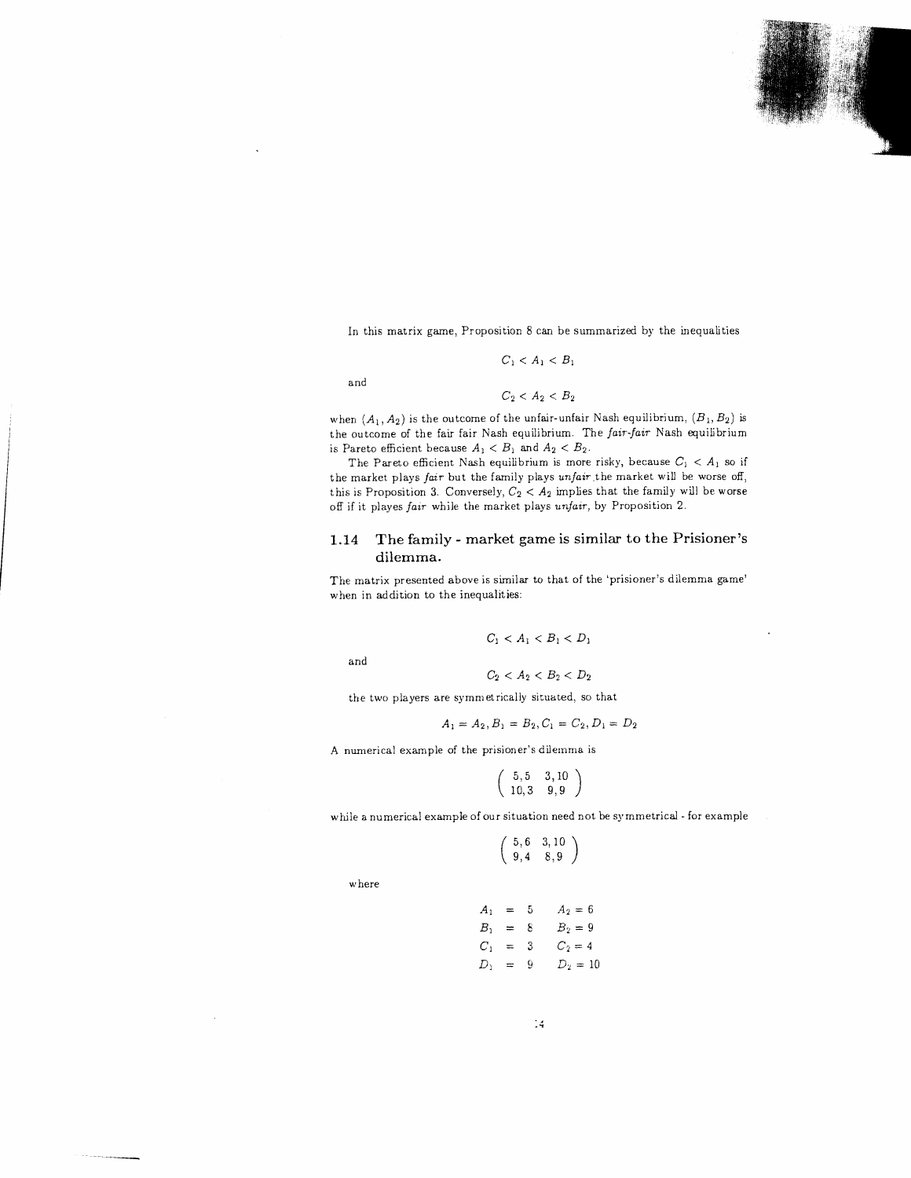In this matrix game, Proposition 8 can be summarized by the inequalities

$$C_1 < A_1 < B_1$$

and

$$C_2 < A_2 < B_2$$

when $(A_1, A_2)$ is the outcome of the unfair-unfair Nash equilibrium, $(B_1, B_2)$ is the outcome of the fair fair Nash equilibrium. The *fair-fair* Nash equilibrium is Pareto efficient because $A_1 < B_1$ and $A_2 < B_2$.

The Pareto efficient Nash equilibrium is more risky, because $C_1 < A_1$ so if the market plays *fair* but the family plays *unfair* the market will be worse off, this is Proposition 3. Conversely, $C_2 < A_2$ implies that the family will be worse off if it playes *fair* while the market plays *unfair*, by Proposition 2.

## 1.14 The family - market game is similar to the Prisioner's dilemma.

The matrix presented above is similar to that of the 'prisoner's dilemma game' when in addition to the inequalities:

$$C_1 < A_1 < B_1 < D_1$$

and

$$C_2 < A_2 < B_2 < D_2$$

the two players are symmetrically situated, so that

$$A_1 = A_2, B_1 = B_2, C_1 = C_2, D_1 = D_2$$

A numerical example of the prisoner's dilemma is

$$\begin{pmatrix} 5,5 & 3,10 \\ 10,3 & 9,9 \end{pmatrix}$$

while a numerical example of our situation need not be symmetrical - for example

$$\begin{pmatrix} 5,6 & 3,10 \\ 9,4 & 8,9 \end{pmatrix}$$

where

$$\begin{aligned} A_1 &= 5 \quad & A_2 = 6 \\ B_1 &= 8 \quad & B_2 = 9 \\ C_1 &= 3 \quad & C_2 = 4 \\ D_1 &= 9 \quad & D_2 = 10 \end{aligned}$$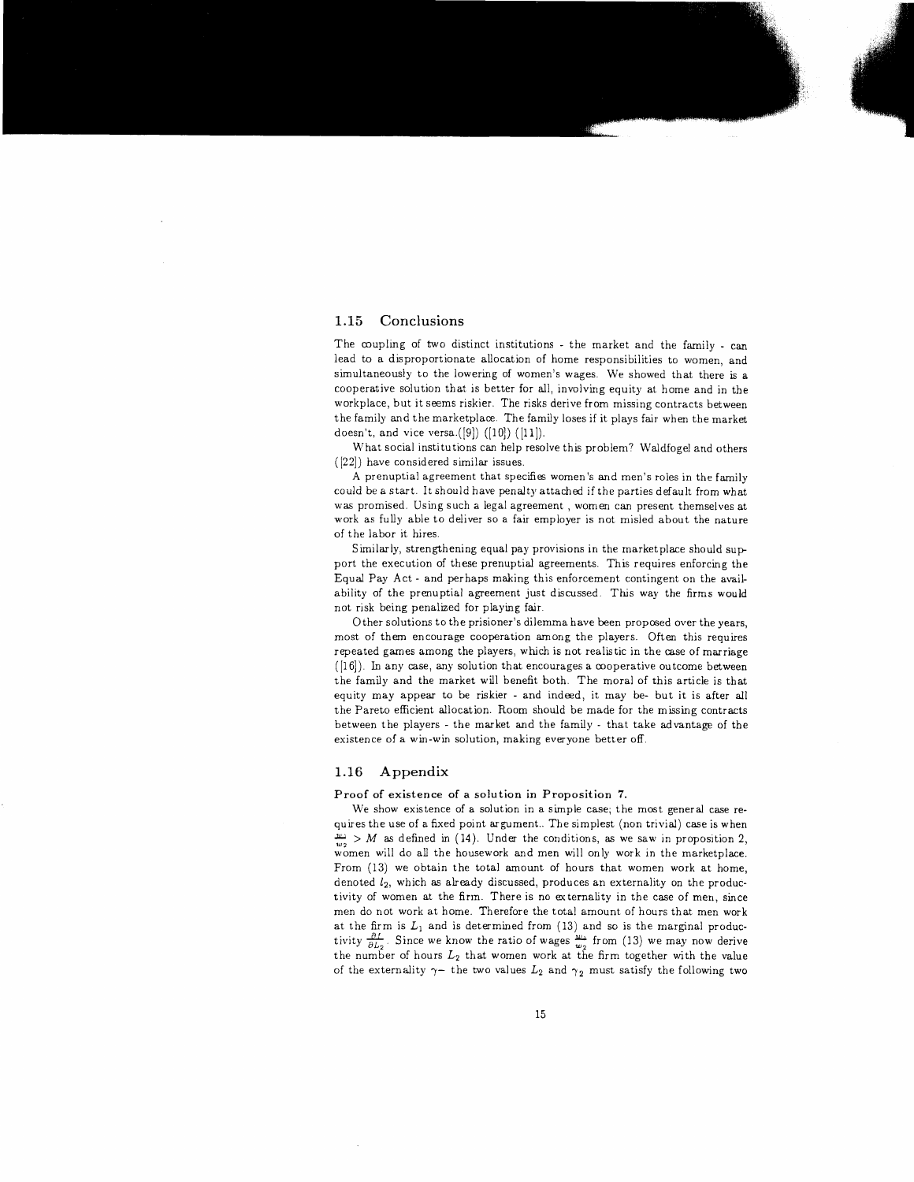## 1.15 Conclusions

The coupling of two distinct institutions - the market and the family - can lead to a disproportionate allocation of home responsibilities to women, and simultaneously to the lowering of women's wages. We showed that there is a cooperative solution that is better for all, involving equity at home and in the workplace, but it seems riskier. The risks derive from missing contracts between the family and the marketplace. The family loses if it plays fair when the market doesn't, and vice versa.([9]) ([10]) ([11]).

What social institutions can help resolve this problem? Waldfogel and others ([22]) have considered similar issues.

A prenuptial agreement that specifies women's and men's roles in the family could be a start. It should have penalty attached if the parties default from what was promised. Using such a legal agreement , women can present themselves at work as fully able to deliver so a fair employer is not misled about the nature of the labor it hires.

Similarly, strengthening equal pay provisions in the marketplace should support the execution of these prenuptial agreements. This requires enforcing the Equal Pay Act - and perhaps making this enforcement contingent on the availability of the prenuptial agreement just discussed. This way the firms would not risk being penalized for playing fair.

Other solutions to the prisoner's dilemma have been proposed over the years, most of them encourage cooperation among the players. Often this requires repeated games among the players, which is not realistic in the case of marriage ([16]). In any case, any solution that encourages a cooperative outcome between the family and the market will benefit both. The moral of this article is that equity may appear to be riskier - and indeed, it may be- but it is after all the Pareto efficient allocation. Room should be made for the missing contracts between the players - the market and the family - that take advantage of the existence of a win-win solution, making everyone better off.

## 1.16 Appendix

**Proof of existence of a solution in Proposition 7.**

We show existence of a solution in a simple case; the most general case requires the use of a fixed point argument.. The simplest (non trivial) case is when $\frac{w_1}{w_2} > M$ as defined in (14). Under the conditions, as we saw in proposition 2, women will do all the housework and men will only work in the marketplace. From (13) we obtain the total amount of hours that women work at home, denoted $l_2$, which as already discussed, produces an externality on the productivity of women at the firm. There is no externality in the case of men, since men do not work at home. Therefore the total amount of hours that men work at the firm is $L_1$ and is determined from (13) and so is the marginal productivity $\frac{\partial f}{\partial L_2}$. Since we know the ratio of wages $\frac{w_1}{w_2}$ from (13) we may now derive the number of hours $L_2$ that women work at the firm together with the value of the externality $\gamma-$ the two values $L_2$ and $\gamma_2$ must satisfy the following two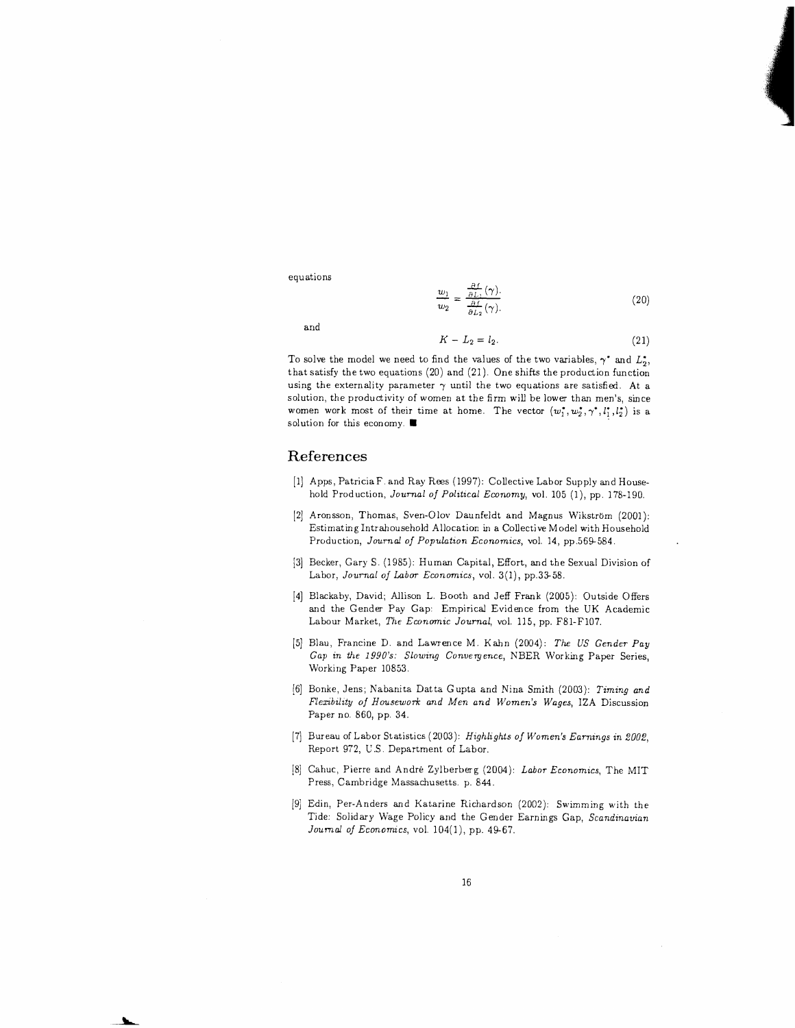equations

$$\frac{w_1}{w_2} = \frac{\frac{\partial f}{\partial L_1}(\gamma).}{\frac{\partial f}{\partial L_2}(\gamma).} \tag{20}$$

and

$$K - L_2 = l_2. \tag{21}$$

To solve the model we need to find the values of the two variables, $\gamma^*$ and $L_2^*$, that satisfy the two equations (20) and (21). One shifts the production function using the externality parameter $\gamma$ until the two equations are satisfied. At a solution, the productivity of women at the firm will be lower than men's, since women work most of their time at home. The vector $(w_1^*, w_2^*, \gamma^*, l_1^*, l_2^*)$ is a solution for this economy. ■

## References

[1] Apps, Patricia F. and Ray Rees (1997): Collective Labor Supply and Household Production, *Journal of Political Economy*, vol. 105 (1), pp. 178-190.

[2] Aronsson, Thomas, Sven-Olov Daunfeldt and Magnus Wikström (2001): Estimating Intrahousehold Allocation in a Collective Model with Household Production, *Journal of Population Economics*, vol. 14, pp.569-584.

[3] Becker, Gary S. (1985): Human Capital, Effort, and the Sexual Division of Labor, *Journal of Labor Economics*, vol. 3(1), pp.33-58.

[4] Blackaby, David; Allison L. Booth and Jeff Frank (2005): Outside Offers and the Gender Pay Gap: Empirical Evidence from the UK Academic Labour Market, *The Economic Journal*, vol. 115, pp. F81-F107.

[5] Blau, Francine D. and Lawrence M. Kahn (2004): *The US Gender Pay Gap in the 1990's: Slowing Convergence*, NBER Working Paper Series, Working Paper 10853.

[6] Bonke, Jens; Nabanita Datta Gupta and Nina Smith (2003): *Timing and Flexibility of Housework and Men and Women's Wages*, IZA Discussion Paper no. 860, pp. 34.

[7] Bureau of Labor Statistics (2003): *Highlights of Women's Earnings in 2002*, Report 972, U.S. Department of Labor.

[8] Cahuc, Pierre and André Zylberberg (2004): *Labor Economics*, The MIT Press, Cambridge Massachusetts. p. 844.

[9] Edin, Per-Anders and Katarine Richardson (2002): Swimming with the Tide: Solidary Wage Policy and the Gender Earnings Gap, *Scandinavian Journal of Economics*, vol. 104(1), pp. 49-67.